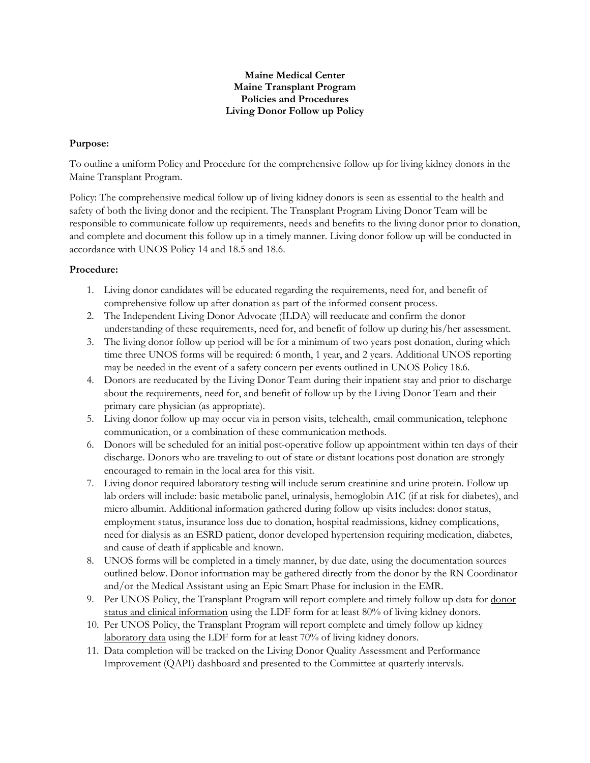**Maine Medical Center**
**Maine Transplant Program**
**Policies and Procedures**
**Living Donor Follow up Policy**

**Purpose:**

To outline a uniform Policy and Procedure for the comprehensive follow up for living kidney donors in the Maine Transplant Program.

Policy: The comprehensive medical follow up of living kidney donors is seen as essential to the health and safety of both the living donor and the recipient. The Transplant Program Living Donor Team will be responsible to communicate follow up requirements, needs and benefits to the living donor prior to donation, and complete and document this follow up in a timely manner. Living donor follow up will be conducted in accordance with UNOS Policy 14 and 18.5 and 18.6.

**Procedure:**

1. Living donor candidates will be educated regarding the requirements, need for, and benefit of comprehensive follow up after donation as part of the informed consent process.
2. The Independent Living Donor Advocate (ILDA) will reeducate and confirm the donor understanding of these requirements, need for, and benefit of follow up during his/her assessment.
3. The living donor follow up period will be for a minimum of two years post donation, during which time three UNOS forms will be required: 6 month, 1 year, and 2 years. Additional UNOS reporting may be needed in the event of a safety concern per events outlined in UNOS Policy 18.6.
4. Donors are reeducated by the Living Donor Team during their inpatient stay and prior to discharge about the requirements, need for, and benefit of follow up by the Living Donor Team and their primary care physician (as appropriate).
5. Living donor follow up may occur via in person visits, telehealth, email communication, telephone communication, or a combination of these communication methods.
6. Donors will be scheduled for an initial post-operative follow up appointment within ten days of their discharge. Donors who are traveling to out of state or distant locations post donation are strongly encouraged to remain in the local area for this visit.
7. Living donor required laboratory testing will include serum creatinine and urine protein. Follow up lab orders will include: basic metabolic panel, urinalysis, hemoglobin A1C (if at risk for diabetes), and micro albumin. Additional information gathered during follow up visits includes: donor status, employment status, insurance loss due to donation, hospital readmissions, kidney complications, need for dialysis as an ESRD patient, donor developed hypertension requiring medication, diabetes, and cause of death if applicable and known.
8. UNOS forms will be completed in a timely manner, by due date, using the documentation sources outlined below. Donor information may be gathered directly from the donor by the RN Coordinator and/or the Medical Assistant using an Epic Smart Phase for inclusion in the EMR.
9. Per UNOS Policy, the Transplant Program will report complete and timely follow up data for donor status and clinical information using the LDF form for at least 80% of living kidney donors.
10. Per UNOS Policy, the Transplant Program will report complete and timely follow up kidney laboratory data using the LDF form for at least 70% of living kidney donors.
11. Data completion will be tracked on the Living Donor Quality Assessment and Performance Improvement (QAPI) dashboard and presented to the Committee at quarterly intervals.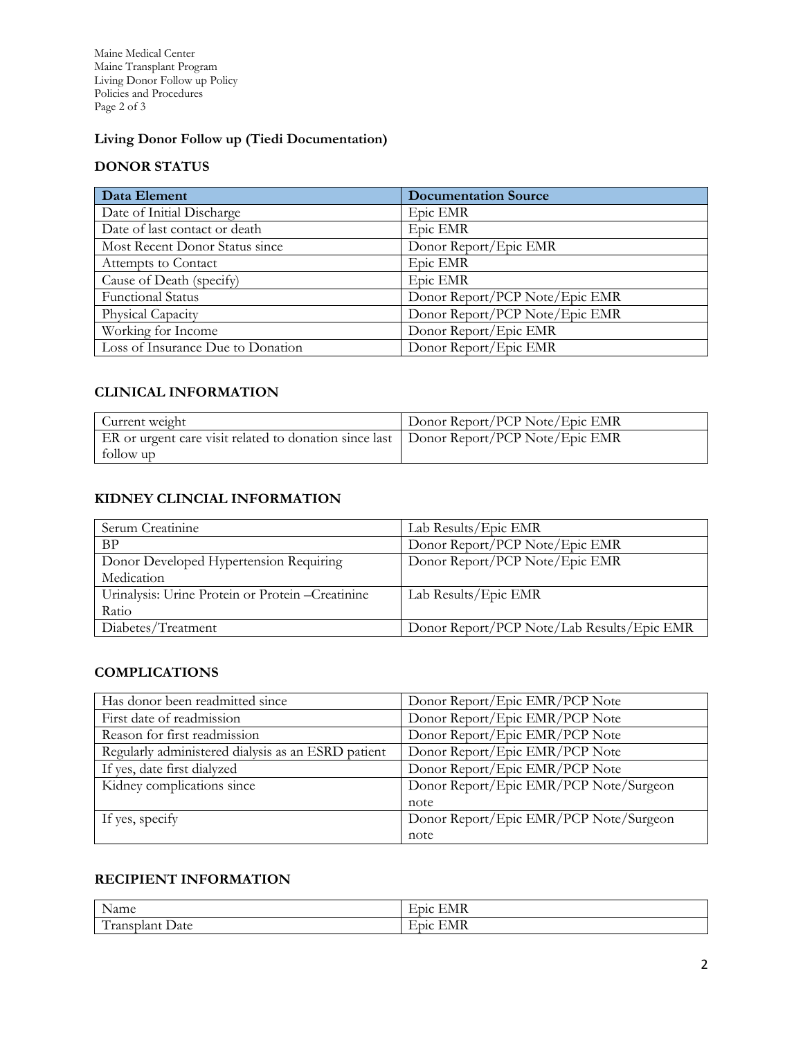## Living Donor Follow up (Tiedi Documentation)

### DONOR STATUS

| Data Element | Documentation Source |
|---|---|
| Date of Initial Discharge | Epic EMR |
| Date of last contact or death | Epic EMR |
| Most Recent Donor Status since | Donor Report/Epic EMR |
| Attempts to Contact | Epic EMR |
| Cause of Death (specify) | Epic EMR |
| Functional Status | Donor Report/PCP Note/Epic EMR |
| Physical Capacity | Donor Report/PCP Note/Epic EMR |
| Working for Income | Donor Report/Epic EMR |
| Loss of Insurance Due to Donation | Donor Report/Epic EMR |

### CLINICAL INFORMATION

| | |
|---|---|
| Current weight | Donor Report/PCP Note/Epic EMR |
| ER or urgent care visit related to donation since last follow up | Donor Report/PCP Note/Epic EMR |

### KIDNEY CLINCIAL INFORMATION

| | |
|---|---|
| Serum Creatinine | Lab Results/Epic EMR |
| BP | Donor Report/PCP Note/Epic EMR |
| Donor Developed Hypertension Requiring Medication | Donor Report/PCP Note/Epic EMR |
| Urinalysis: Urine Protein or Protein –Creatinine Ratio | Lab Results/Epic EMR |
| Diabetes/Treatment | Donor Report/PCP Note/Lab Results/Epic EMR |

### COMPLICATIONS

| | |
|---|---|
| Has donor been readmitted since | Donor Report/Epic EMR/PCP Note |
| First date of readmission | Donor Report/Epic EMR/PCP Note |
| Reason for first readmission | Donor Report/Epic EMR/PCP Note |
| Regularly administered dialysis as an ESRD patient | Donor Report/Epic EMR/PCP Note |
| If yes, date first dialyzed | Donor Report/Epic EMR/PCP Note |
| Kidney complications since | Donor Report/Epic EMR/PCP Note/Surgeon note |
| If yes, specify | Donor Report/Epic EMR/PCP Note/Surgeon note |

### RECIPIENT INFORMATION

| | |
|---|---|
| Name | Epic EMR |
| Transplant Date | Epic EMR |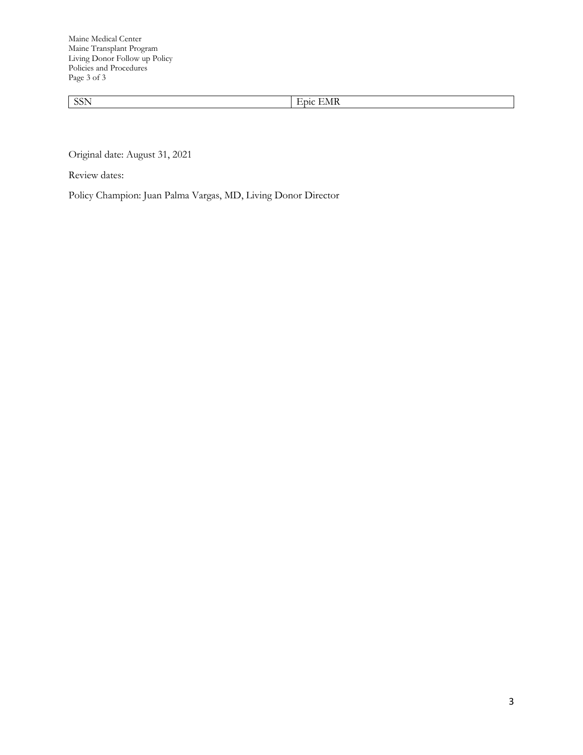| | |
|---|---|
| SSN | Epic EMR |

Original date: August 31, 2021

Review dates:

Policy Champion: Juan Palma Vargas, MD, Living Donor Director